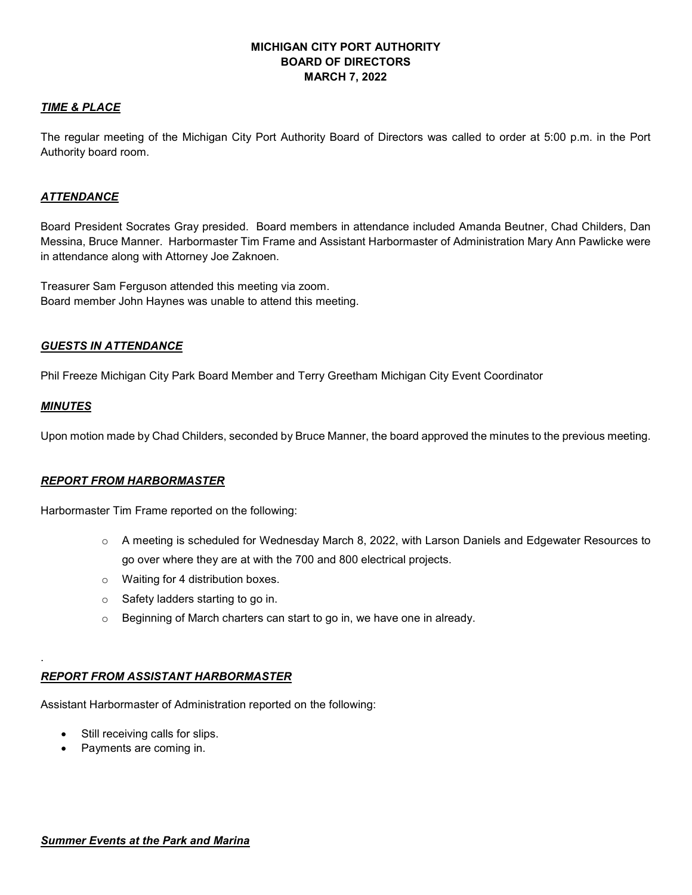**MICHIGAN CITY PORT AUTHORITY**
**BOARD OF DIRECTORS**
**MARCH 7, 2022**

***TIME & PLACE***

The regular meeting of the Michigan City Port Authority Board of Directors was called to order at 5:00 p.m. in the Port Authority board room.

***ATTENDANCE***

Board President Socrates Gray presided. Board members in attendance included Amanda Beutner, Chad Childers, Dan Messina, Bruce Manner. Harbormaster Tim Frame and Assistant Harbormaster of Administration Mary Ann Pawlicke were in attendance along with Attorney Joe Zaknoen.

Treasurer Sam Ferguson attended this meeting via zoom.
Board member John Haynes was unable to attend this meeting.

***GUESTS IN ATTENDANCE***

Phil Freeze Michigan City Park Board Member and Terry Greetham Michigan City Event Coordinator

***MINUTES***

Upon motion made by Chad Childers, seconded by Bruce Manner, the board approved the minutes to the previous meeting.

***REPORT FROM HARBORMASTER***

Harbormaster Tim Frame reported on the following:

- A meeting is scheduled for Wednesday March 8, 2022, with Larson Daniels and Edgewater Resources to go over where they are at with the 700 and 800 electrical projects.
- Waiting for 4 distribution boxes.
- Safety ladders starting to go in.
- Beginning of March charters can start to go in, we have one in already.

.

***REPORT FROM ASSISTANT HARBORMASTER***

Assistant Harbormaster of Administration reported on the following:

- Still receiving calls for slips.
- Payments are coming in.

***Summer Events at the Park and Marina***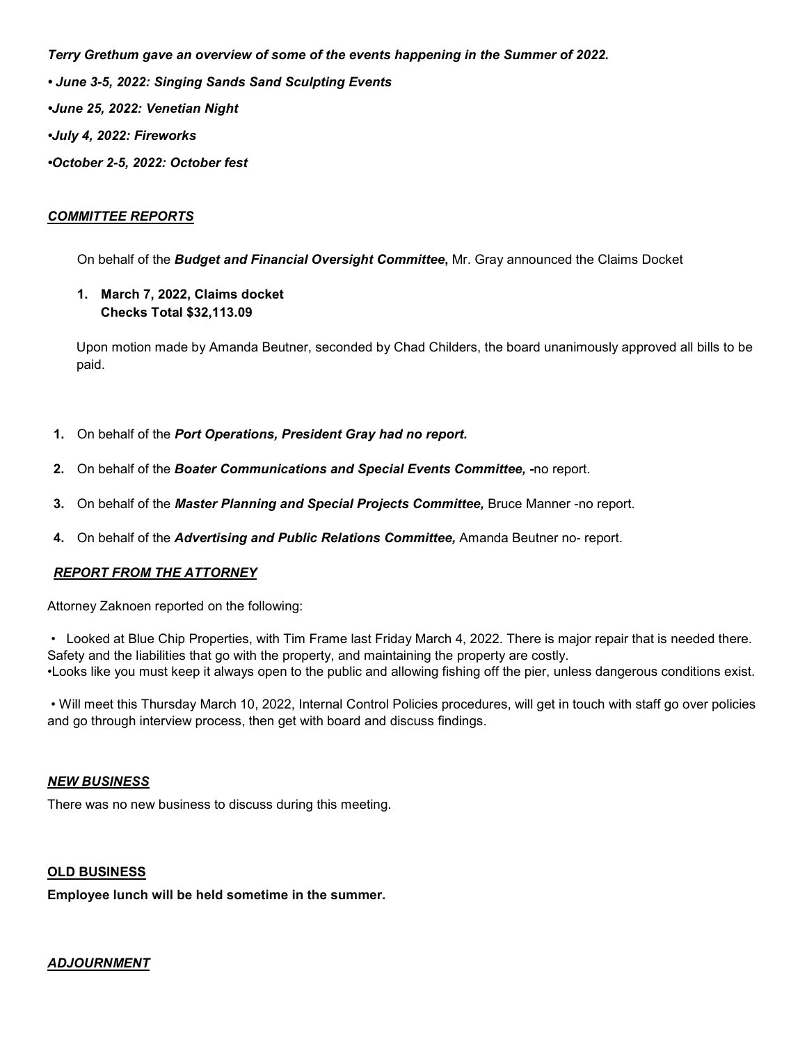***Terry Grethum gave an overview of some of the events happening in the Summer of 2022.***

***• June 3-5, 2022: Singing Sands Sand Sculpting Events***

***•June 25, 2022: Venetian Night***

***•July 4, 2022: Fireworks***

***•October 2-5, 2022: October fest***

## ***COMMITTEE REPORTS***

On behalf of the ***Budget and Financial Oversight Committee*****,** Mr. Gray announced the Claims Docket

1. **March 7, 2022, Claims docket**
   **Checks Total $32,113.09**

Upon motion made by Amanda Beutner, seconded by Chad Childers, the board unanimously approved all bills to be paid.

1. On behalf of the ***Port Operations, President Gray had no report.***
2. On behalf of the ***Boater Communications and Special Events Committee, -***no report.
3. On behalf of the ***Master Planning and Special Projects Committee,*** Bruce Manner -no report.
4. On behalf of the ***Advertising and Public Relations Committee,*** Amanda Beutner no- report.

## ***REPORT FROM THE ATTORNEY***

Attorney Zaknoen reported on the following:

• Looked at Blue Chip Properties, with Tim Frame last Friday March 4, 2022. There is major repair that is needed there. Safety and the liabilities that go with the property, and maintaining the property are costly.
•Looks like you must keep it always open to the public and allowing fishing off the pier, unless dangerous conditions exist.

• Will meet this Thursday March 10, 2022, Internal Control Policies procedures, will get in touch with staff go over policies and go through interview process, then get with board and discuss findings.

## ***NEW BUSINESS***

There was no new business to discuss during this meeting.

## **OLD BUSINESS**

**Employee lunch will be held sometime in the summer.**

## ***ADJOURNMENT***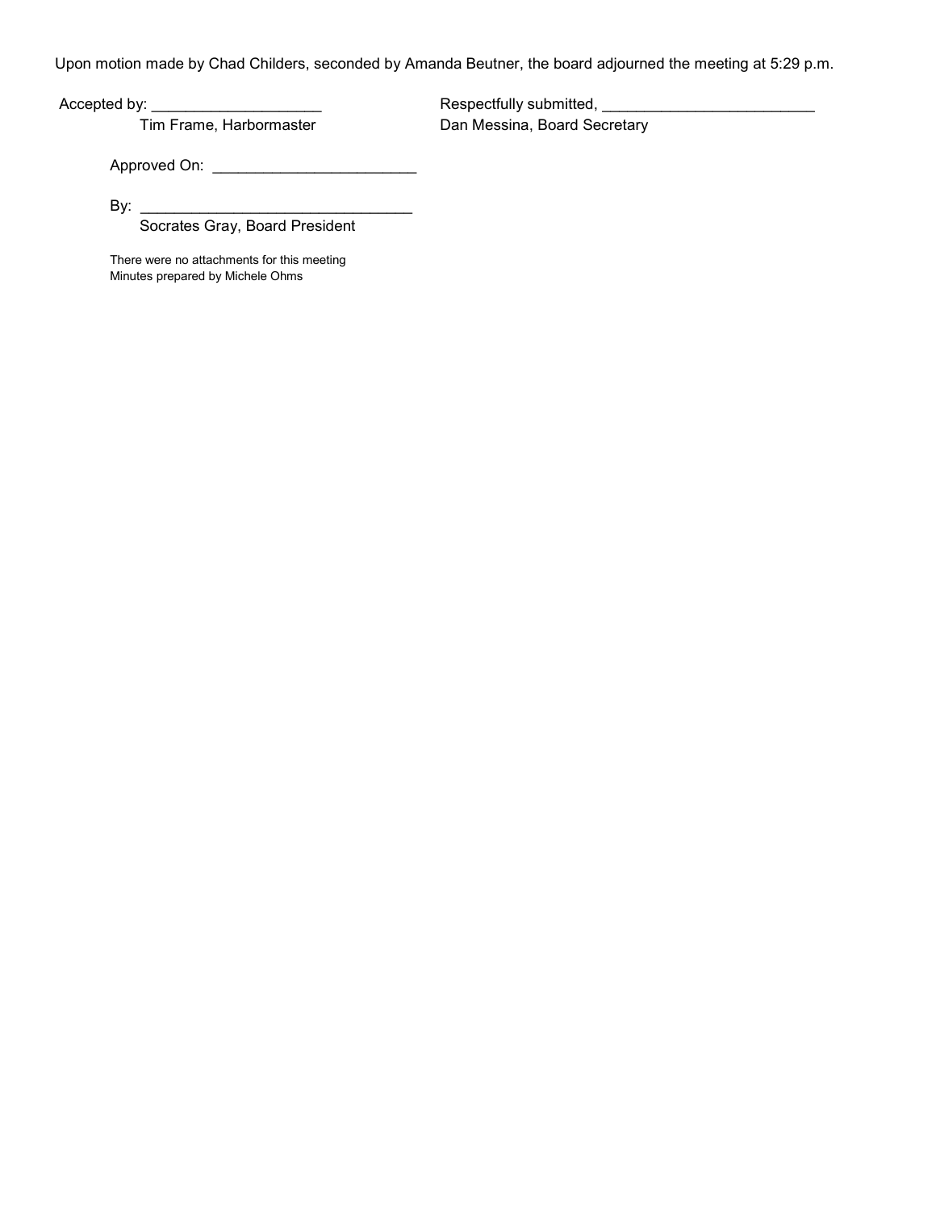Upon motion made by Chad Childers, seconded by Amanda Beutner, the board adjourned the meeting at 5:29 p.m.

Accepted by: ____________________
Tim Frame, Harbormaster

Respectfully submitted, _________________________
Dan Messina, Board Secretary

Approved On: ________________________

By: ________________________________
Socrates Gray, Board President

There were no attachments for this meeting
Minutes prepared by Michele Ohms